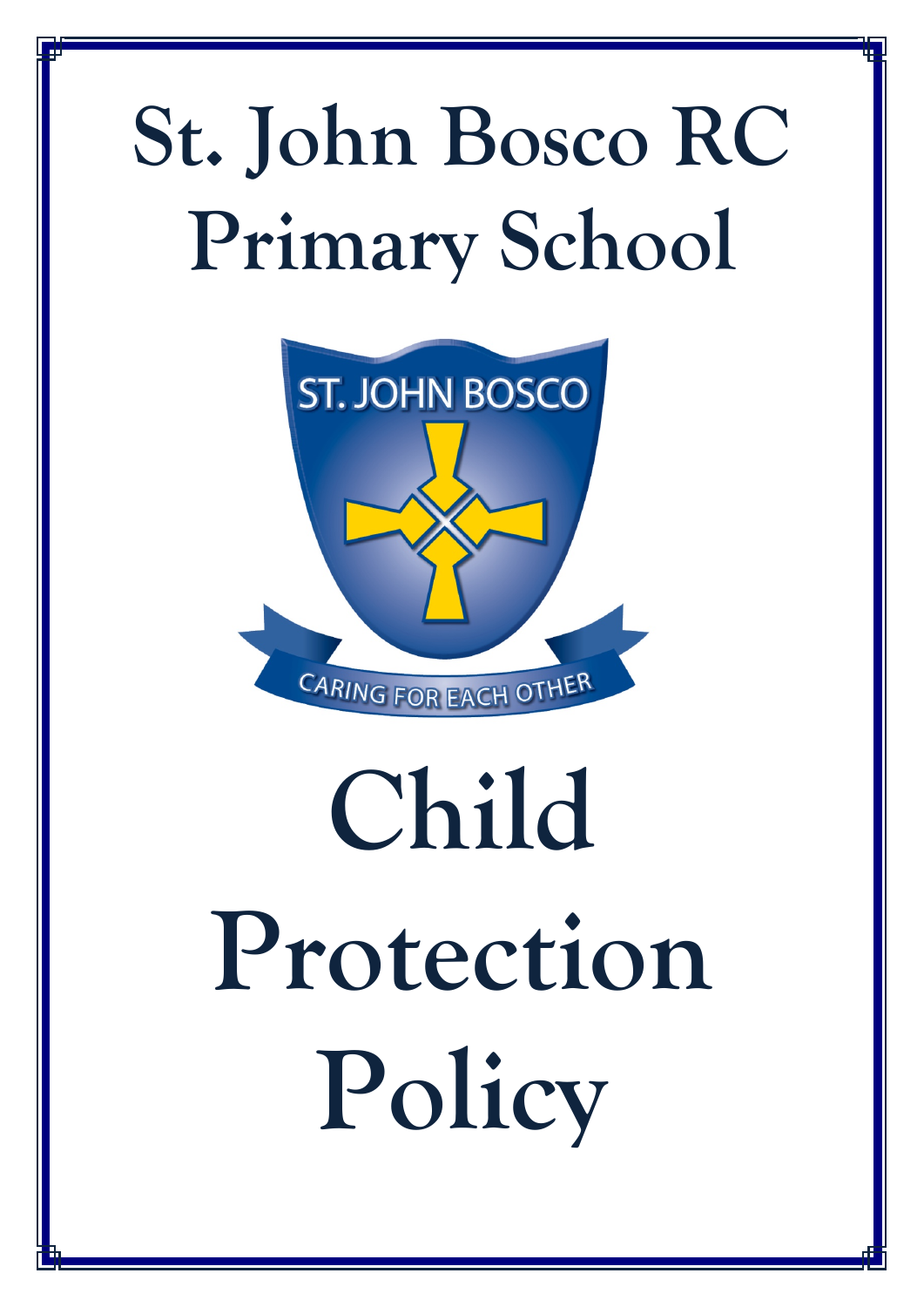# St. John Bosco RC Primary School

ST. JOHN BOSCO

CARING FOR EACH OTHER

# Child Protection Policy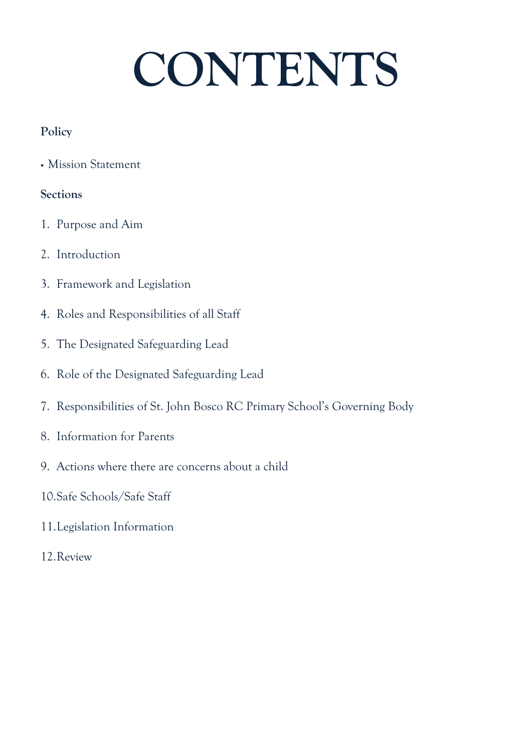# CONTENTS

**Policy**

- Mission Statement

**Sections**

1. Purpose and Aim
2. Introduction
3. Framework and Legislation
4. Roles and Responsibilities of all Staff
5. The Designated Safeguarding Lead
6. Role of the Designated Safeguarding Lead
7. Responsibilities of St. John Bosco RC Primary School's Governing Body
8. Information for Parents
9. Actions where there are concerns about a child
10. Safe Schools/Safe Staff
11. Legislation Information
12. Review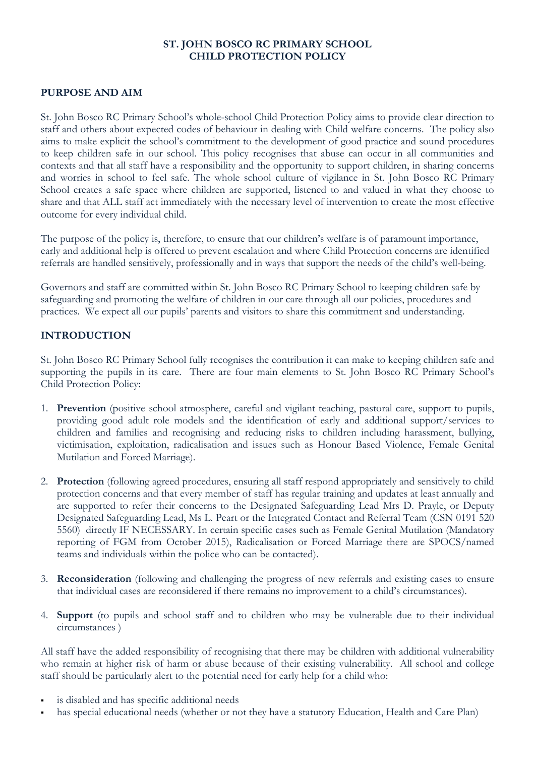**ST. JOHN BOSCO RC PRIMARY SCHOOL**
**CHILD PROTECTION POLICY**

## PURPOSE AND AIM

St. John Bosco RC Primary School's whole-school Child Protection Policy aims to provide clear direction to staff and others about expected codes of behaviour in dealing with Child welfare concerns. The policy also aims to make explicit the school's commitment to the development of good practice and sound procedures to keep children safe in our school. This policy recognises that abuse can occur in all communities and contexts and that all staff have a responsibility and the opportunity to support children, in sharing concerns and worries in school to feel safe. The whole school culture of vigilance in St. John Bosco RC Primary School creates a safe space where children are supported, listened to and valued in what they choose to share and that ALL staff act immediately with the necessary level of intervention to create the most effective outcome for every individual child.

The purpose of the policy is, therefore, to ensure that our children's welfare is of paramount importance, early and additional help is offered to prevent escalation and where Child Protection concerns are identified referrals are handled sensitively, professionally and in ways that support the needs of the child's well-being.

Governors and staff are committed within St. John Bosco RC Primary School to keeping children safe by safeguarding and promoting the welfare of children in our care through all our policies, procedures and practices. We expect all our pupils' parents and visitors to share this commitment and understanding.

## INTRODUCTION

St. John Bosco RC Primary School fully recognises the contribution it can make to keeping children safe and supporting the pupils in its care. There are four main elements to St. John Bosco RC Primary School's Child Protection Policy:

1. **Prevention** (positive school atmosphere, careful and vigilant teaching, pastoral care, support to pupils, providing good adult role models and the identification of early and additional support/services to children and families and recognising and reducing risks to children including harassment, bullying, victimisation, exploitation, radicalisation and issues such as Honour Based Violence, Female Genital Mutilation and Forced Marriage).

2. **Protection** (following agreed procedures, ensuring all staff respond appropriately and sensitively to child protection concerns and that every member of staff has regular training and updates at least annually and are supported to refer their concerns to the Designated Safeguarding Lead Mrs D. Prayle, or Deputy Designated Safeguarding Lead, Ms L. Peart or the Integrated Contact and Referral Team (CSN 0191 520 5560) directly IF NECESSARY. In certain specific cases such as Female Genital Mutilation (Mandatory reporting of FGM from October 2015), Radicalisation or Forced Marriage there are SPOCS/named teams and individuals within the police who can be contacted).

3. **Reconsideration** (following and challenging the progress of new referrals and existing cases to ensure that individual cases are reconsidered if there remains no improvement to a child's circumstances).

4. **Support** (to pupils and school staff and to children who may be vulnerable due to their individual circumstances )

All staff have the added responsibility of recognising that there may be children with additional vulnerability who remain at higher risk of harm or abuse because of their existing vulnerability. All school and college staff should be particularly alert to the potential need for early help for a child who:

- is disabled and has specific additional needs
- has special educational needs (whether or not they have a statutory Education, Health and Care Plan)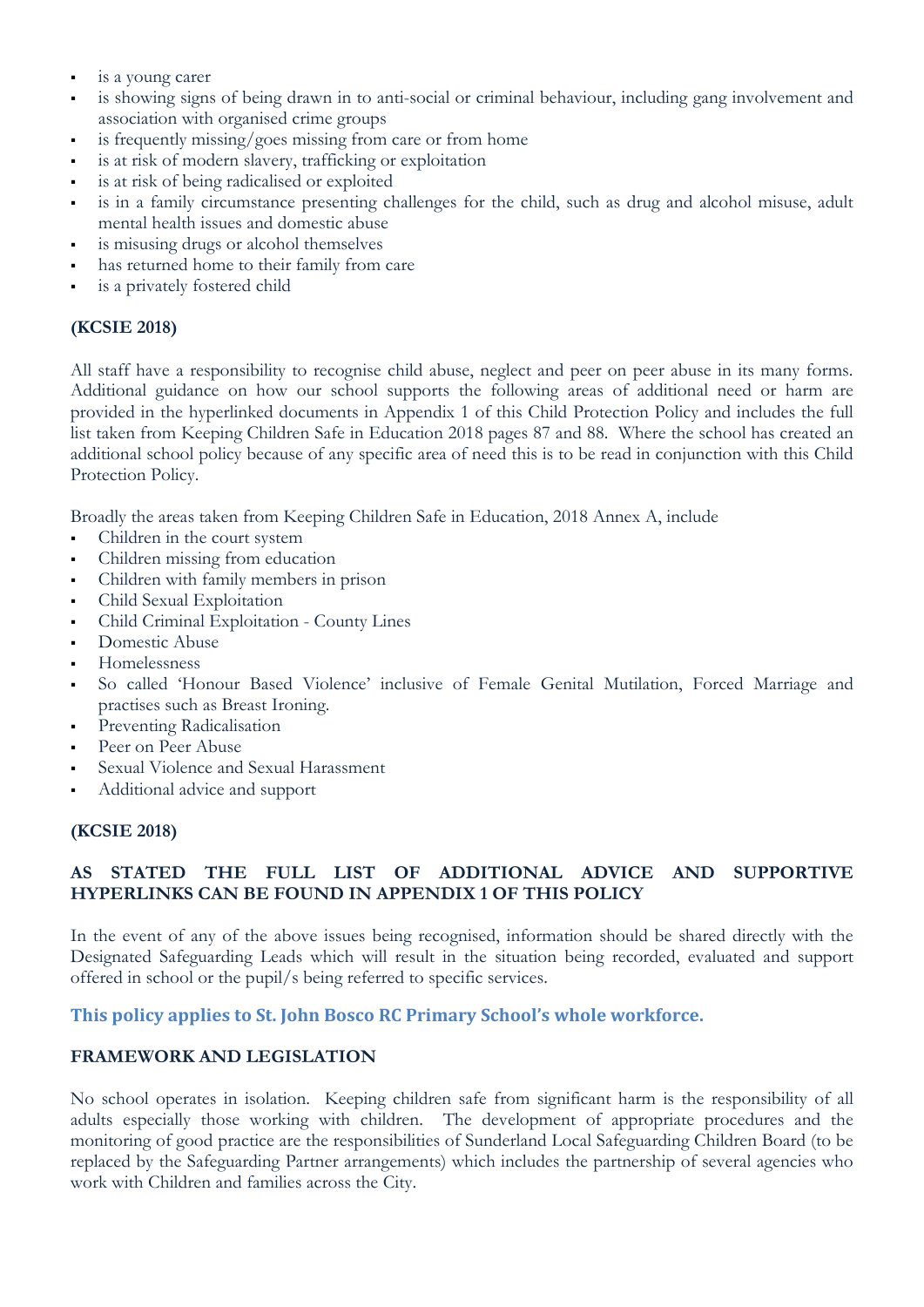- is a young carer
- is showing signs of being drawn in to anti-social or criminal behaviour, including gang involvement and association with organised crime groups
- is frequently missing/goes missing from care or from home
- is at risk of modern slavery, trafficking or exploitation
- is at risk of being radicalised or exploited
- is in a family circumstance presenting challenges for the child, such as drug and alcohol misuse, adult mental health issues and domestic abuse
- is misusing drugs or alcohol themselves
- has returned home to their family from care
- is a privately fostered child

**(KCSIE 2018)**

All staff have a responsibility to recognise child abuse, neglect and peer on peer abuse in its many forms. Additional guidance on how our school supports the following areas of additional need or harm are provided in the hyperlinked documents in Appendix 1 of this Child Protection Policy and includes the full list taken from Keeping Children Safe in Education 2018 pages 87 and 88. Where the school has created an additional school policy because of any specific area of need this is to be read in conjunction with this Child Protection Policy.

Broadly the areas taken from Keeping Children Safe in Education, 2018 Annex A, include

- Children in the court system
- Children missing from education
- Children with family members in prison
- Child Sexual Exploitation
- Child Criminal Exploitation - County Lines
- Domestic Abuse
- Homelessness
- So called 'Honour Based Violence' inclusive of Female Genital Mutilation, Forced Marriage and practises such as Breast Ironing.
- Preventing Radicalisation
- Peer on Peer Abuse
- Sexual Violence and Sexual Harassment
- Additional advice and support

**(KCSIE 2018)**

**AS STATED THE FULL LIST OF ADDITIONAL ADVICE AND SUPPORTIVE HYPERLINKS CAN BE FOUND IN APPENDIX 1 OF THIS POLICY**

In the event of any of the above issues being recognised, information should be shared directly with the Designated Safeguarding Leads which will result in the situation being recorded, evaluated and support offered in school or the pupil/s being referred to specific services.

**This policy applies to St. John Bosco RC Primary School's whole workforce.**

## FRAMEWORK AND LEGISLATION

No school operates in isolation. Keeping children safe from significant harm is the responsibility of all adults especially those working with children. The development of appropriate procedures and the monitoring of good practice are the responsibilities of Sunderland Local Safeguarding Children Board (to be replaced by the Safeguarding Partner arrangements) which includes the partnership of several agencies who work with Children and families across the City.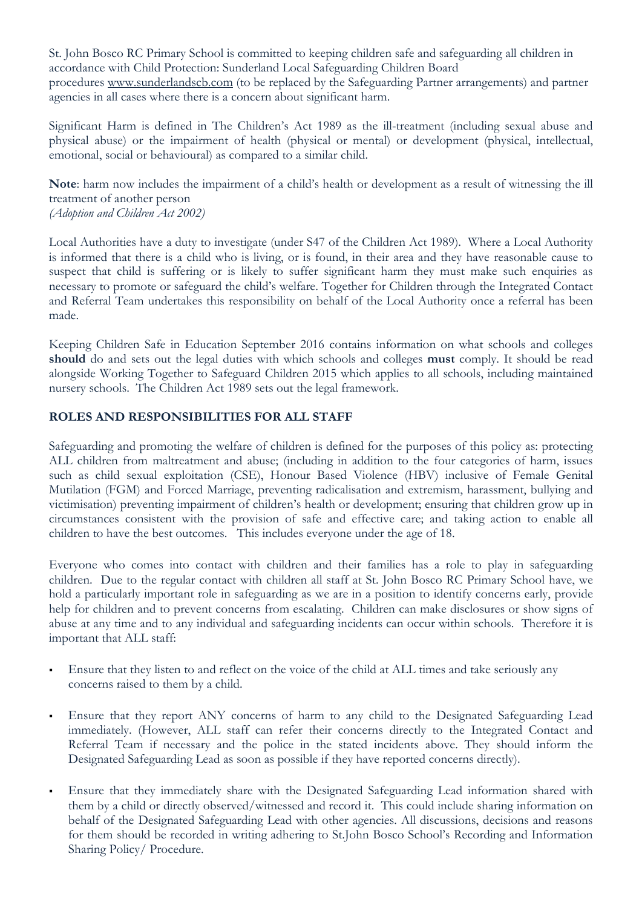St. John Bosco RC Primary School is committed to keeping children safe and safeguarding all children in accordance with Child Protection: Sunderland Local Safeguarding Children Board procedures www.sunderlandscb.com (to be replaced by the Safeguarding Partner arrangements) and partner agencies in all cases where there is a concern about significant harm.

Significant Harm is defined in The Children's Act 1989 as the ill-treatment (including sexual abuse and physical abuse) or the impairment of health (physical or mental) or development (physical, intellectual, emotional, social or behavioural) as compared to a similar child.

**Note**: harm now includes the impairment of a child's health or development as a result of witnessing the ill treatment of another person
*(Adoption and Children Act 2002)*

Local Authorities have a duty to investigate (under S47 of the Children Act 1989). Where a Local Authority is informed that there is a child who is living, or is found, in their area and they have reasonable cause to suspect that child is suffering or is likely to suffer significant harm they must make such enquiries as necessary to promote or safeguard the child's welfare. Together for Children through the Integrated Contact and Referral Team undertakes this responsibility on behalf of the Local Authority once a referral has been made.

Keeping Children Safe in Education September 2016 contains information on what schools and colleges **should** do and sets out the legal duties with which schools and colleges **must** comply. It should be read alongside Working Together to Safeguard Children 2015 which applies to all schools, including maintained nursery schools. The Children Act 1989 sets out the legal framework.

## ROLES AND RESPONSIBILITIES FOR ALL STAFF

Safeguarding and promoting the welfare of children is defined for the purposes of this policy as: protecting ALL children from maltreatment and abuse; (including in addition to the four categories of harm, issues such as child sexual exploitation (CSE), Honour Based Violence (HBV) inclusive of Female Genital Mutilation (FGM) and Forced Marriage, preventing radicalisation and extremism, harassment, bullying and victimisation) preventing impairment of children's health or development; ensuring that children grow up in circumstances consistent with the provision of safe and effective care; and taking action to enable all children to have the best outcomes. This includes everyone under the age of 18.

Everyone who comes into contact with children and their families has a role to play in safeguarding children. Due to the regular contact with children all staff at St. John Bosco RC Primary School have, we hold a particularly important role in safeguarding as we are in a position to identify concerns early, provide help for children and to prevent concerns from escalating. Children can make disclosures or show signs of abuse at any time and to any individual and safeguarding incidents can occur within schools. Therefore it is important that ALL staff:

- Ensure that they listen to and reflect on the voice of the child at ALL times and take seriously any concerns raised to them by a child.
- Ensure that they report ANY concerns of harm to any child to the Designated Safeguarding Lead immediately. (However, ALL staff can refer their concerns directly to the Integrated Contact and Referral Team if necessary and the police in the stated incidents above. They should inform the Designated Safeguarding Lead as soon as possible if they have reported concerns directly).
- Ensure that they immediately share with the Designated Safeguarding Lead information shared with them by a child or directly observed/witnessed and record it. This could include sharing information on behalf of the Designated Safeguarding Lead with other agencies. All discussions, decisions and reasons for them should be recorded in writing adhering to St.John Bosco School's Recording and Information Sharing Policy/ Procedure.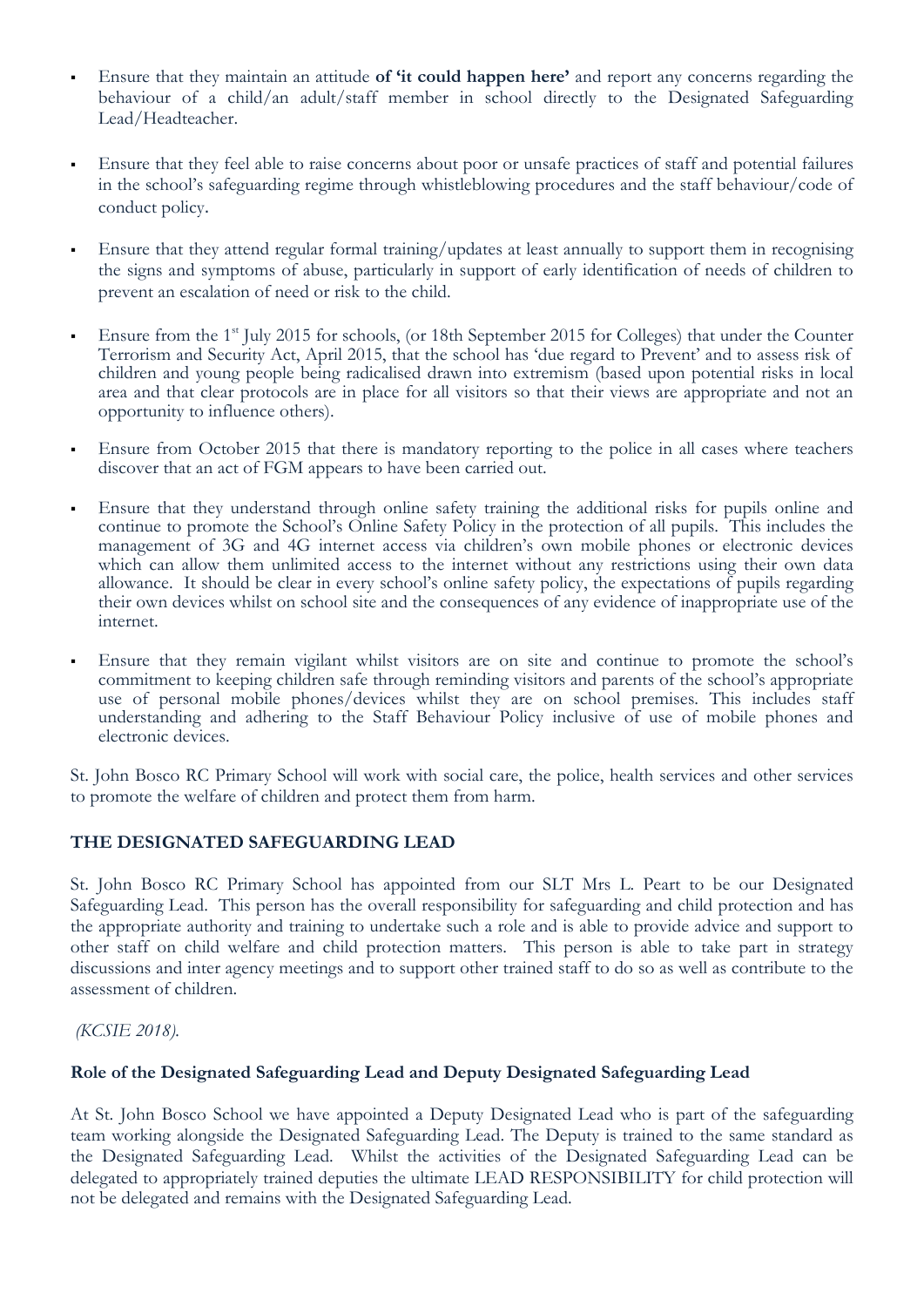- Ensure that they maintain an attitude **of 'it could happen here'** and report any concerns regarding the behaviour of a child/an adult/staff member in school directly to the Designated Safeguarding Lead/Headteacher.

- Ensure that they feel able to raise concerns about poor or unsafe practices of staff and potential failures in the school's safeguarding regime through whistleblowing procedures and the staff behaviour/code of conduct policy.

- Ensure that they attend regular formal training/updates at least annually to support them in recognising the signs and symptoms of abuse, particularly in support of early identification of needs of children to prevent an escalation of need or risk to the child.

- Ensure from the 1st July 2015 for schools, (or 18th September 2015 for Colleges) that under the Counter Terrorism and Security Act, April 2015, that the school has 'due regard to Prevent' and to assess risk of children and young people being radicalised drawn into extremism (based upon potential risks in local area and that clear protocols are in place for all visitors so that their views are appropriate and not an opportunity to influence others).

- Ensure from October 2015 that there is mandatory reporting to the police in all cases where teachers discover that an act of FGM appears to have been carried out.

- Ensure that they understand through online safety training the additional risks for pupils online and continue to promote the School's Online Safety Policy in the protection of all pupils. This includes the management of 3G and 4G internet access via children's own mobile phones or electronic devices which can allow them unlimited access to the internet without any restrictions using their own data allowance. It should be clear in every school's online safety policy, the expectations of pupils regarding their own devices whilst on school site and the consequences of any evidence of inappropriate use of the internet.

- Ensure that they remain vigilant whilst visitors are on site and continue to promote the school's commitment to keeping children safe through reminding visitors and parents of the school's appropriate use of personal mobile phones/devices whilst they are on school premises. This includes staff understanding and adhering to the Staff Behaviour Policy inclusive of use of mobile phones and electronic devices.

St. John Bosco RC Primary School will work with social care, the police, health services and other services to promote the welfare of children and protect them from harm.

## THE DESIGNATED SAFEGUARDING LEAD

St. John Bosco RC Primary School has appointed from our SLT Mrs L. Peart to be our Designated Safeguarding Lead. This person has the overall responsibility for safeguarding and child protection and has the appropriate authority and training to undertake such a role and is able to provide advice and support to other staff on child welfare and child protection matters. This person is able to take part in strategy discussions and inter agency meetings and to support other trained staff to do so as well as contribute to the assessment of children.

*(KCSIE 2018).*

### Role of the Designated Safeguarding Lead and Deputy Designated Safeguarding Lead

At St. John Bosco School we have appointed a Deputy Designated Lead who is part of the safeguarding team working alongside the Designated Safeguarding Lead. The Deputy is trained to the same standard as the Designated Safeguarding Lead. Whilst the activities of the Designated Safeguarding Lead can be delegated to appropriately trained deputies the ultimate LEAD RESPONSIBILITY for child protection will not be delegated and remains with the Designated Safeguarding Lead.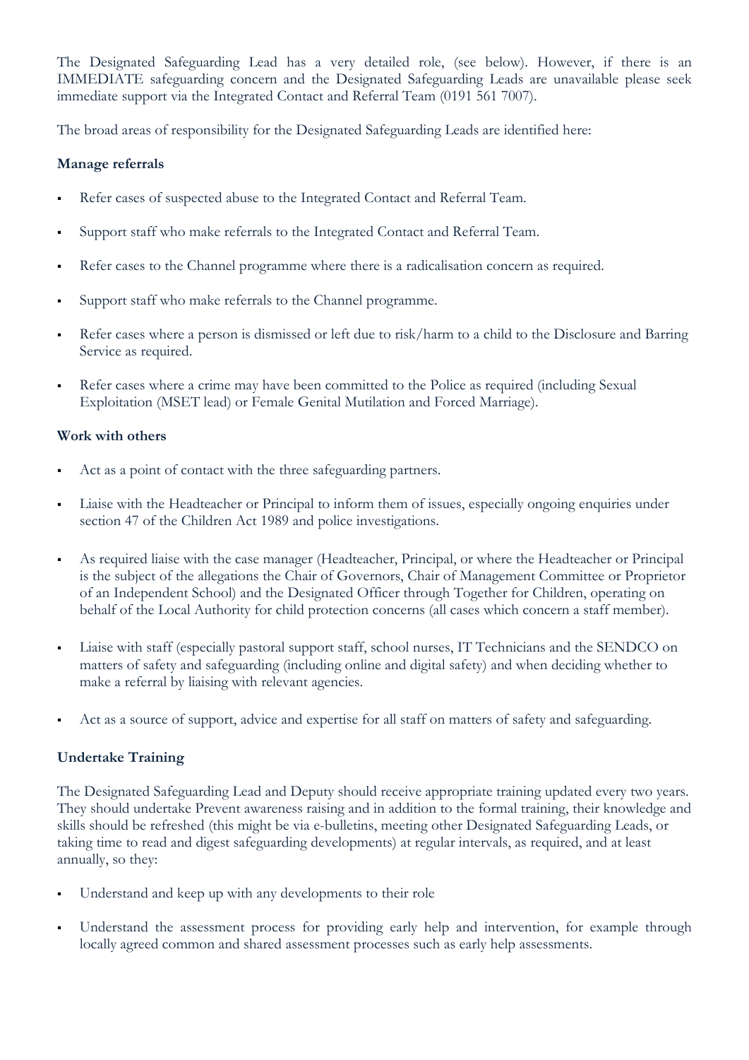The Designated Safeguarding Lead has a very detailed role, (see below). However, if there is an IMMEDIATE safeguarding concern and the Designated Safeguarding Leads are unavailable please seek immediate support via the Integrated Contact and Referral Team (0191 561 7007).

The broad areas of responsibility for the Designated Safeguarding Leads are identified here:

**Manage referrals**

- Refer cases of suspected abuse to the Integrated Contact and Referral Team.
- Support staff who make referrals to the Integrated Contact and Referral Team.
- Refer cases to the Channel programme where there is a radicalisation concern as required.
- Support staff who make referrals to the Channel programme.
- Refer cases where a person is dismissed or left due to risk/harm to a child to the Disclosure and Barring Service as required.
- Refer cases where a crime may have been committed to the Police as required (including Sexual Exploitation (MSET lead) or Female Genital Mutilation and Forced Marriage).

**Work with others**

- Act as a point of contact with the three safeguarding partners.
- Liaise with the Headteacher or Principal to inform them of issues, especially ongoing enquiries under section 47 of the Children Act 1989 and police investigations.
- As required liaise with the case manager (Headteacher, Principal, or where the Headteacher or Principal is the subject of the allegations the Chair of Governors, Chair of Management Committee or Proprietor of an Independent School) and the Designated Officer through Together for Children, operating on behalf of the Local Authority for child protection concerns (all cases which concern a staff member).
- Liaise with staff (especially pastoral support staff, school nurses, IT Technicians and the SENDCO on matters of safety and safeguarding (including online and digital safety) and when deciding whether to make a referral by liaising with relevant agencies.
- Act as a source of support, advice and expertise for all staff on matters of safety and safeguarding.

**Undertake Training**

The Designated Safeguarding Lead and Deputy should receive appropriate training updated every two years. They should undertake Prevent awareness raising and in addition to the formal training, their knowledge and skills should be refreshed (this might be via e-bulletins, meeting other Designated Safeguarding Leads, or taking time to read and digest safeguarding developments) at regular intervals, as required, and at least annually, so they:

- Understand and keep up with any developments to their role
- Understand the assessment process for providing early help and intervention, for example through locally agreed common and shared assessment processes such as early help assessments.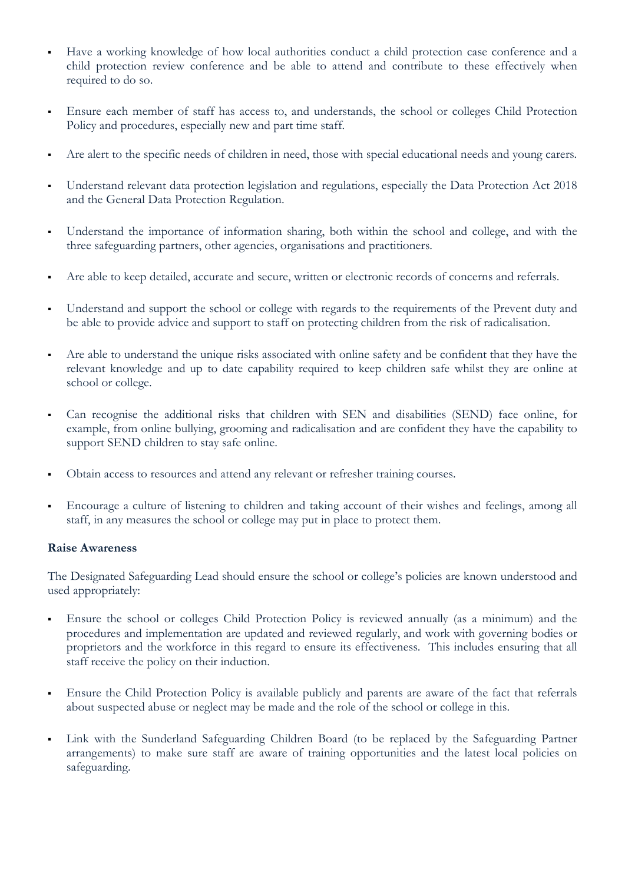- Have a working knowledge of how local authorities conduct a child protection case conference and a child protection review conference and be able to attend and contribute to these effectively when required to do so.
- Ensure each member of staff has access to, and understands, the school or colleges Child Protection Policy and procedures, especially new and part time staff.
- Are alert to the specific needs of children in need, those with special educational needs and young carers.
- Understand relevant data protection legislation and regulations, especially the Data Protection Act 2018 and the General Data Protection Regulation.
- Understand the importance of information sharing, both within the school and college, and with the three safeguarding partners, other agencies, organisations and practitioners.
- Are able to keep detailed, accurate and secure, written or electronic records of concerns and referrals.
- Understand and support the school or college with regards to the requirements of the Prevent duty and be able to provide advice and support to staff on protecting children from the risk of radicalisation.
- Are able to understand the unique risks associated with online safety and be confident that they have the relevant knowledge and up to date capability required to keep children safe whilst they are online at school or college.
- Can recognise the additional risks that children with SEN and disabilities (SEND) face online, for example, from online bullying, grooming and radicalisation and are confident they have the capability to support SEND children to stay safe online.
- Obtain access to resources and attend any relevant or refresher training courses.
- Encourage a culture of listening to children and taking account of their wishes and feelings, among all staff, in any measures the school or college may put in place to protect them.

**Raise Awareness**

The Designated Safeguarding Lead should ensure the school or college's policies are known understood and used appropriately:

- Ensure the school or colleges Child Protection Policy is reviewed annually (as a minimum) and the procedures and implementation are updated and reviewed regularly, and work with governing bodies or proprietors and the workforce in this regard to ensure its effectiveness. This includes ensuring that all staff receive the policy on their induction.
- Ensure the Child Protection Policy is available publicly and parents are aware of the fact that referrals about suspected abuse or neglect may be made and the role of the school or college in this.
- Link with the Sunderland Safeguarding Children Board (to be replaced by the Safeguarding Partner arrangements) to make sure staff are aware of training opportunities and the latest local policies on safeguarding.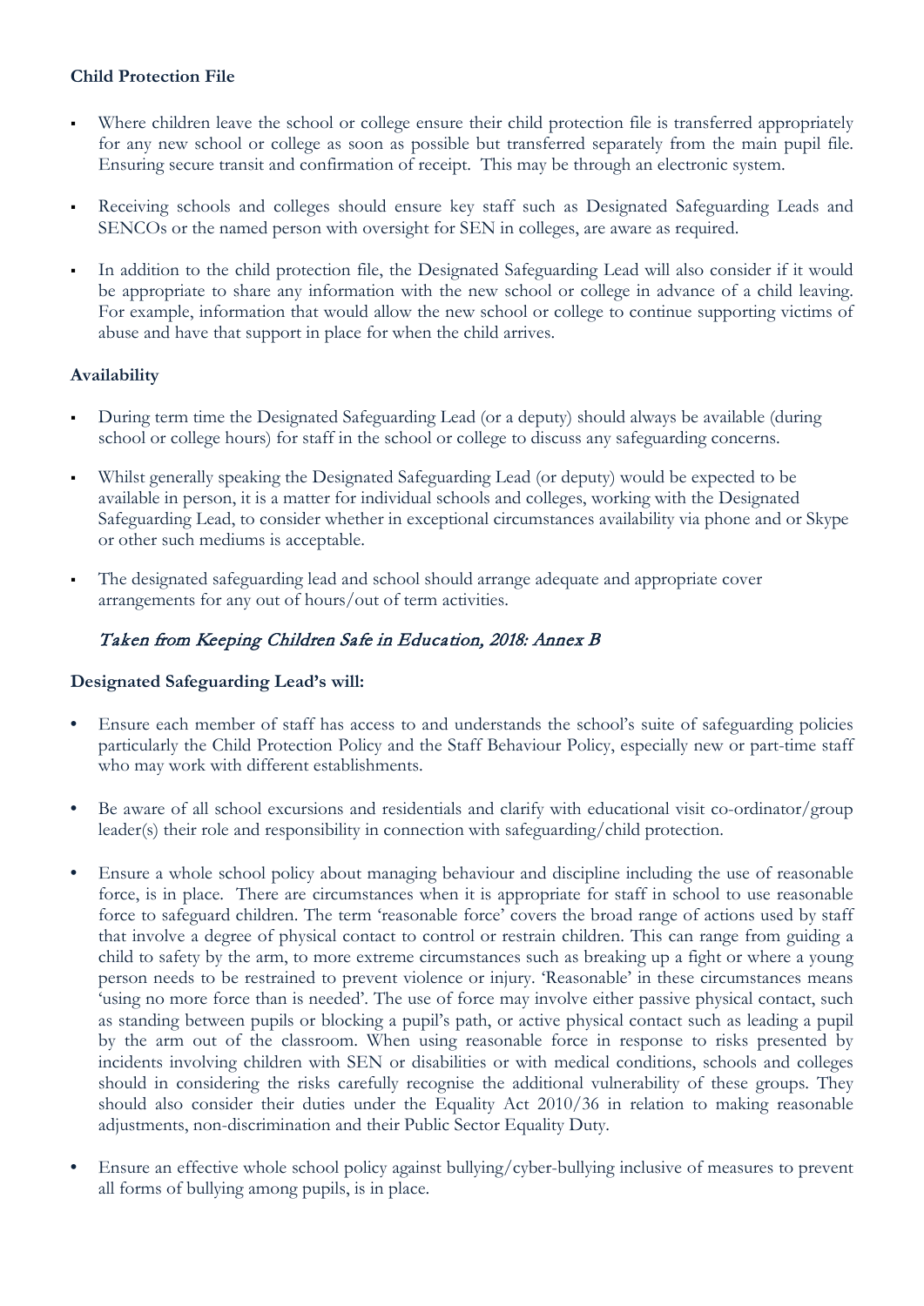**Child Protection File**

- Where children leave the school or college ensure their child protection file is transferred appropriately for any new school or college as soon as possible but transferred separately from the main pupil file. Ensuring secure transit and confirmation of receipt. This may be through an electronic system.

- Receiving schools and colleges should ensure key staff such as Designated Safeguarding Leads and SENCOs or the named person with oversight for SEN in colleges, are aware as required.

- In addition to the child protection file, the Designated Safeguarding Lead will also consider if it would be appropriate to share any information with the new school or college in advance of a child leaving. For example, information that would allow the new school or college to continue supporting victims of abuse and have that support in place for when the child arrives.

**Availability**

- During term time the Designated Safeguarding Lead (or a deputy) should always be available (during school or college hours) for staff in the school or college to discuss any safeguarding concerns.

- Whilst generally speaking the Designated Safeguarding Lead (or deputy) would be expected to be available in person, it is a matter for individual schools and colleges, working with the Designated Safeguarding Lead, to consider whether in exceptional circumstances availability via phone and or Skype or other such mediums is acceptable.

- The designated safeguarding lead and school should arrange adequate and appropriate cover arrangements for any out of hours/out of term activities.

*Taken from Keeping Children Safe in Education, 2018: Annex B*

**Designated Safeguarding Lead's will:**

- Ensure each member of staff has access to and understands the school's suite of safeguarding policies particularly the Child Protection Policy and the Staff Behaviour Policy, especially new or part-time staff who may work with different establishments.

- Be aware of all school excursions and residentials and clarify with educational visit co-ordinator/group leader(s) their role and responsibility in connection with safeguarding/child protection.

- Ensure a whole school policy about managing behaviour and discipline including the use of reasonable force, is in place. There are circumstances when it is appropriate for staff in school to use reasonable force to safeguard children. The term 'reasonable force' covers the broad range of actions used by staff that involve a degree of physical contact to control or restrain children. This can range from guiding a child to safety by the arm, to more extreme circumstances such as breaking up a fight or where a young person needs to be restrained to prevent violence or injury. 'Reasonable' in these circumstances means 'using no more force than is needed'. The use of force may involve either passive physical contact, such as standing between pupils or blocking a pupil's path, or active physical contact such as leading a pupil by the arm out of the classroom. When using reasonable force in response to risks presented by incidents involving children with SEN or disabilities or with medical conditions, schools and colleges should in considering the risks carefully recognise the additional vulnerability of these groups. They should also consider their duties under the Equality Act 2010/36 in relation to making reasonable adjustments, non-discrimination and their Public Sector Equality Duty.

- Ensure an effective whole school policy against bullying/cyber-bullying inclusive of measures to prevent all forms of bullying among pupils, is in place.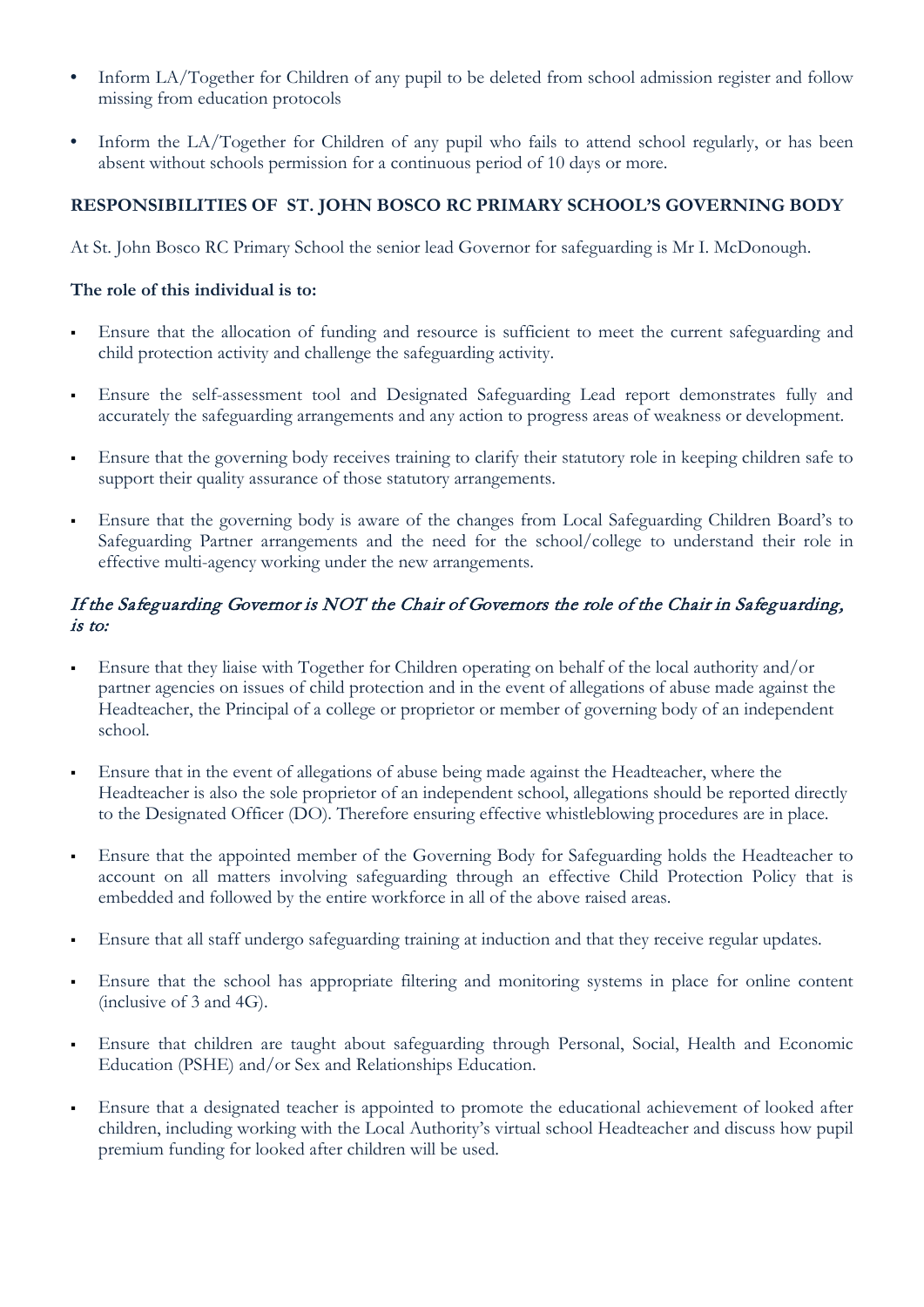- Inform LA/Together for Children of any pupil to be deleted from school admission register and follow missing from education protocols
- Inform the LA/Together for Children of any pupil who fails to attend school regularly, or has been absent without schools permission for a continuous period of 10 days or more.

### RESPONSIBILITIES OF ST. JOHN BOSCO RC PRIMARY SCHOOL'S GOVERNING BODY

At St. John Bosco RC Primary School the senior lead Governor for safeguarding is Mr I. McDonough.

**The role of this individual is to:**

- Ensure that the allocation of funding and resource is sufficient to meet the current safeguarding and child protection activity and challenge the safeguarding activity.
- Ensure the self-assessment tool and Designated Safeguarding Lead report demonstrates fully and accurately the safeguarding arrangements and any action to progress areas of weakness or development.
- Ensure that the governing body receives training to clarify their statutory role in keeping children safe to support their quality assurance of those statutory arrangements.
- Ensure that the governing body is aware of the changes from Local Safeguarding Children Board's to Safeguarding Partner arrangements and the need for the school/college to understand their role in effective multi-agency working under the new arrangements.

*If the Safeguarding Governor is NOT the Chair of Governors the role of the Chair in Safeguarding, is to:*

- Ensure that they liaise with Together for Children operating on behalf of the local authority and/or partner agencies on issues of child protection and in the event of allegations of abuse made against the Headteacher, the Principal of a college or proprietor or member of governing body of an independent school.
- Ensure that in the event of allegations of abuse being made against the Headteacher, where the Headteacher is also the sole proprietor of an independent school, allegations should be reported directly to the Designated Officer (DO). Therefore ensuring effective whistleblowing procedures are in place.
- Ensure that the appointed member of the Governing Body for Safeguarding holds the Headteacher to account on all matters involving safeguarding through an effective Child Protection Policy that is embedded and followed by the entire workforce in all of the above raised areas.
- Ensure that all staff undergo safeguarding training at induction and that they receive regular updates.
- Ensure that the school has appropriate filtering and monitoring systems in place for online content (inclusive of 3 and 4G).
- Ensure that children are taught about safeguarding through Personal, Social, Health and Economic Education (PSHE) and/or Sex and Relationships Education.
- Ensure that a designated teacher is appointed to promote the educational achievement of looked after children, including working with the Local Authority's virtual school Headteacher and discuss how pupil premium funding for looked after children will be used.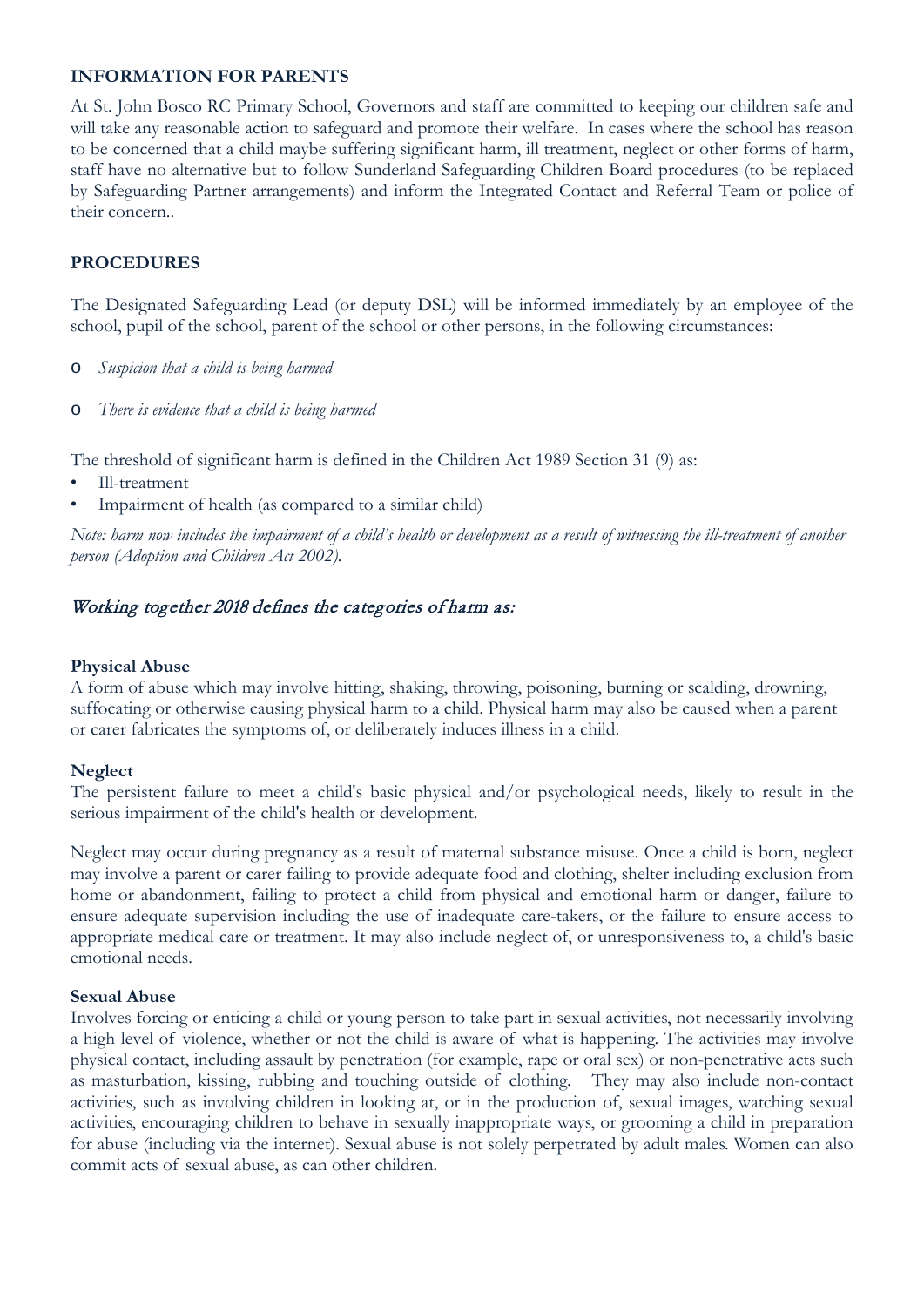**INFORMATION FOR PARENTS**

At St. John Bosco RC Primary School, Governors and staff are committed to keeping our children safe and will take any reasonable action to safeguard and promote their welfare. In cases where the school has reason to be concerned that a child maybe suffering significant harm, ill treatment, neglect or other forms of harm, staff have no alternative but to follow Sunderland Safeguarding Children Board procedures (to be replaced by Safeguarding Partner arrangements) and inform the Integrated Contact and Referral Team or police of their concern..

**PROCEDURES**

The Designated Safeguarding Lead (or deputy DSL) will be informed immediately by an employee of the school, pupil of the school, parent of the school or other persons, in the following circumstances:

- *Suspicion that a child is being harmed*
- *There is evidence that a child is being harmed*

The threshold of significant harm is defined in the Children Act 1989 Section 31 (9) as:

- Ill-treatment
- Impairment of health (as compared to a similar child)

*Note: harm now includes the impairment of a child's health or development as a result of witnessing the ill-treatment of another person (Adoption and Children Act 2002).*

*Working together 2018 defines the categories of harm as:*

**Physical Abuse**
A form of abuse which may involve hitting, shaking, throwing, poisoning, burning or scalding, drowning, suffocating or otherwise causing physical harm to a child. Physical harm may also be caused when a parent or carer fabricates the symptoms of, or deliberately induces illness in a child.

**Neglect**
The persistent failure to meet a child's basic physical and/or psychological needs, likely to result in the serious impairment of the child's health or development.

Neglect may occur during pregnancy as a result of maternal substance misuse. Once a child is born, neglect may involve a parent or carer failing to provide adequate food and clothing, shelter including exclusion from home or abandonment, failing to protect a child from physical and emotional harm or danger, failure to ensure adequate supervision including the use of inadequate care-takers, or the failure to ensure access to appropriate medical care or treatment. It may also include neglect of, or unresponsiveness to, a child's basic emotional needs.

**Sexual Abuse**
Involves forcing or enticing a child or young person to take part in sexual activities, not necessarily involving a high level of violence, whether or not the child is aware of what is happening. The activities may involve physical contact, including assault by penetration (for example, rape or oral sex) or non-penetrative acts such as masturbation, kissing, rubbing and touching outside of clothing. They may also include non-contact activities, such as involving children in looking at, or in the production of, sexual images, watching sexual activities, encouraging children to behave in sexually inappropriate ways, or grooming a child in preparation for abuse (including via the internet). Sexual abuse is not solely perpetrated by adult males. Women can also commit acts of sexual abuse, as can other children.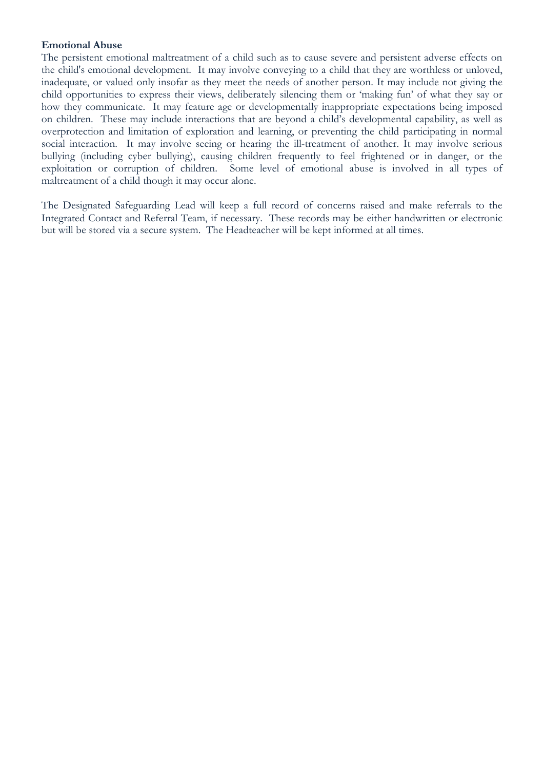**Emotional Abuse**

The persistent emotional maltreatment of a child such as to cause severe and persistent adverse effects on the child's emotional development. It may involve conveying to a child that they are worthless or unloved, inadequate, or valued only insofar as they meet the needs of another person. It may include not giving the child opportunities to express their views, deliberately silencing them or 'making fun' of what they say or how they communicate. It may feature age or developmentally inappropriate expectations being imposed on children. These may include interactions that are beyond a child's developmental capability, as well as overprotection and limitation of exploration and learning, or preventing the child participating in normal social interaction. It may involve seeing or hearing the ill-treatment of another. It may involve serious bullying (including cyber bullying), causing children frequently to feel frightened or in danger, or the exploitation or corruption of children. Some level of emotional abuse is involved in all types of maltreatment of a child though it may occur alone.

The Designated Safeguarding Lead will keep a full record of concerns raised and make referrals to the Integrated Contact and Referral Team, if necessary. These records may be either handwritten or electronic but will be stored via a secure system. The Headteacher will be kept informed at all times.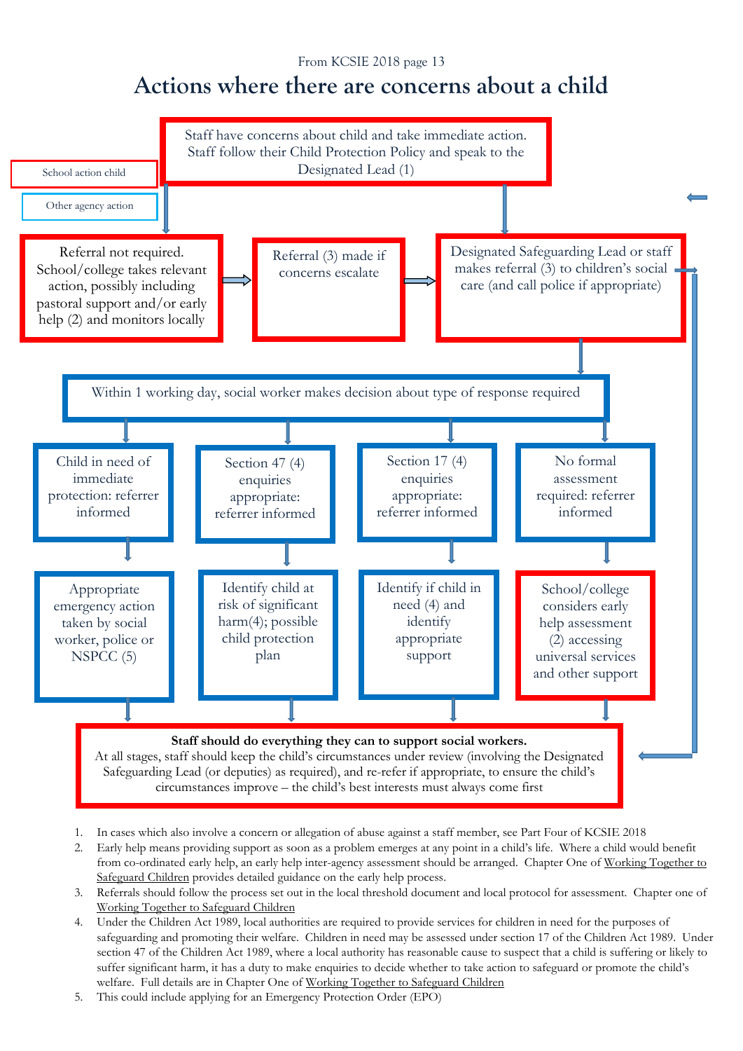From KCSIE 2018 page 13

# Actions where there are concerns about a child

School action child

Other agency action

Staff have concerns about child and take immediate action. Staff follow their Child Protection Policy and speak to the Designated Lead (1)

Referral not required. School/college takes relevant action, possibly including pastoral support and/or early help (2) and monitors locally

Referral (3) made if concerns escalate

Designated Safeguarding Lead or staff makes referral (3) to children's social care (and call police if appropriate)

Within 1 working day, social worker makes decision about type of response required

Child in need of immediate protection: referrer informed

Section 47 (4) enquiries appropriate: referrer informed

Section 17 (4) enquiries appropriate: referrer informed

No formal assessment required: referrer informed

Appropriate emergency action taken by social worker, police or NSPCC (5)

Identify child at risk of significant harm(4); possible child protection plan

Identify if child in need (4) and identify appropriate support

School/college considers early help assessment (2) accessing universal services and other support

**Staff should do everything they can to support social workers.**
At all stages, staff should keep the child's circumstances under review (involving the Designated Safeguarding Lead (or deputies) as required), and re-refer if appropriate, to ensure the child's circumstances improve – the child's best interests must always come first

1. In cases which also involve a concern or allegation of abuse against a staff member, see Part Four of KCSIE 2018
2. Early help means providing support as soon as a problem emerges at any point in a child's life. Where a child would benefit from co-ordinated early help, an early help inter-agency assessment should be arranged. Chapter One of Working Together to Safeguard Children provides detailed guidance on the early help process.
3. Referrals should follow the process set out in the local threshold document and local protocol for assessment. Chapter one of Working Together to Safeguard Children
4. Under the Children Act 1989, local authorities are required to provide services for children in need for the purposes of safeguarding and promoting their welfare. Children in need may be assessed under section 17 of the Children Act 1989. Under section 47 of the Children Act 1989, where a local authority has reasonable cause to suspect that a child is suffering or likely to suffer significant harm, it has a duty to make enquiries to decide whether to take action to safeguard or promote the child's welfare. Full details are in Chapter One of Working Together to Safeguard Children
5. This could include applying for an Emergency Protection Order (EPO)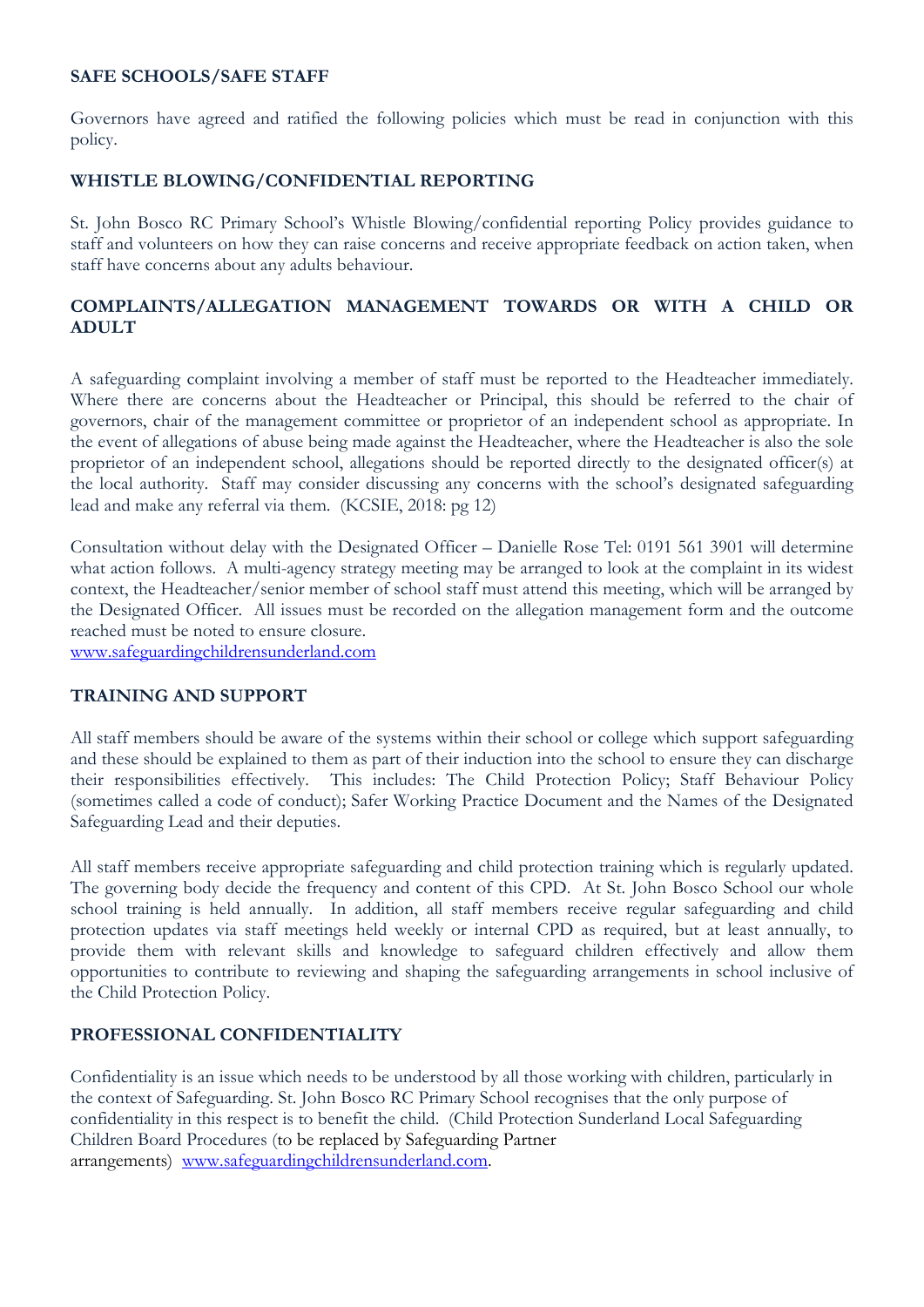## SAFE SCHOOLS/SAFE STAFF

Governors have agreed and ratified the following policies which must be read in conjunction with this policy.

## WHISTLE BLOWING/CONFIDENTIAL REPORTING

St. John Bosco RC Primary School's Whistle Blowing/confidential reporting Policy provides guidance to staff and volunteers on how they can raise concerns and receive appropriate feedback on action taken, when staff have concerns about any adults behaviour.

## COMPLAINTS/ALLEGATION MANAGEMENT TOWARDS OR WITH A CHILD OR ADULT

A safeguarding complaint involving a member of staff must be reported to the Headteacher immediately. Where there are concerns about the Headteacher or Principal, this should be referred to the chair of governors, chair of the management committee or proprietor of an independent school as appropriate. In the event of allegations of abuse being made against the Headteacher, where the Headteacher is also the sole proprietor of an independent school, allegations should be reported directly to the designated officer(s) at the local authority. Staff may consider discussing any concerns with the school's designated safeguarding lead and make any referral via them. (KCSIE, 2018: pg 12)

Consultation without delay with the Designated Officer – Danielle Rose Tel: 0191 561 3901 will determine what action follows. A multi-agency strategy meeting may be arranged to look at the complaint in its widest context, the Headteacher/senior member of school staff must attend this meeting, which will be arranged by the Designated Officer. All issues must be recorded on the allegation management form and the outcome reached must be noted to ensure closure.
www.safeguardingchildrensunderland.com

## TRAINING AND SUPPORT

All staff members should be aware of the systems within their school or college which support safeguarding and these should be explained to them as part of their induction into the school to ensure they can discharge their responsibilities effectively. This includes: The Child Protection Policy; Staff Behaviour Policy (sometimes called a code of conduct); Safer Working Practice Document and the Names of the Designated Safeguarding Lead and their deputies.

All staff members receive appropriate safeguarding and child protection training which is regularly updated. The governing body decide the frequency and content of this CPD. At St. John Bosco School our whole school training is held annually. In addition, all staff members receive regular safeguarding and child protection updates via staff meetings held weekly or internal CPD as required, but at least annually, to provide them with relevant skills and knowledge to safeguard children effectively and allow them opportunities to contribute to reviewing and shaping the safeguarding arrangements in school inclusive of the Child Protection Policy.

## PROFESSIONAL CONFIDENTIALITY

Confidentiality is an issue which needs to be understood by all those working with children, particularly in the context of Safeguarding. St. John Bosco RC Primary School recognises that the only purpose of confidentiality in this respect is to benefit the child. (Child Protection Sunderland Local Safeguarding Children Board Procedures (to be replaced by Safeguarding Partner arrangements) www.safeguardingchildrensunderland.com.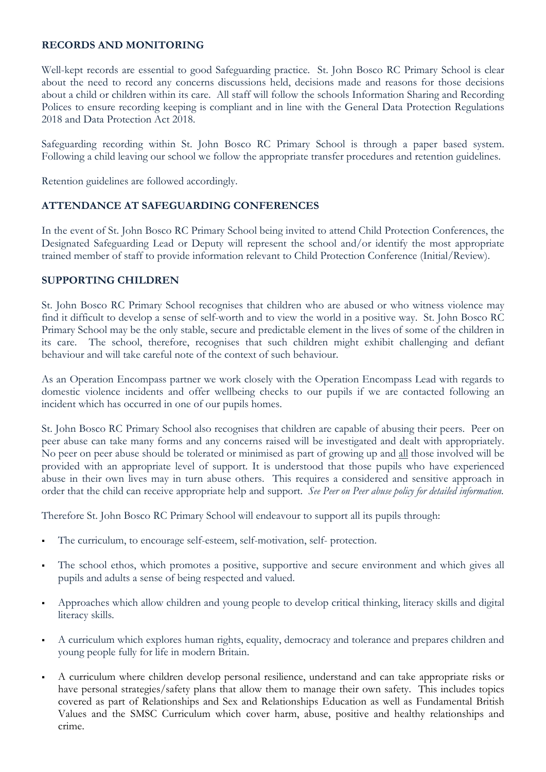## RECORDS AND MONITORING

Well-kept records are essential to good Safeguarding practice. St. John Bosco RC Primary School is clear about the need to record any concerns discussions held, decisions made and reasons for those decisions about a child or children within its care. All staff will follow the schools Information Sharing and Recording Polices to ensure recording keeping is compliant and in line with the General Data Protection Regulations 2018 and Data Protection Act 2018.

Safeguarding recording within St. John Bosco RC Primary School is through a paper based system. Following a child leaving our school we follow the appropriate transfer procedures and retention guidelines.

Retention guidelines are followed accordingly.

## ATTENDANCE AT SAFEGUARDING CONFERENCES

In the event of St. John Bosco RC Primary School being invited to attend Child Protection Conferences, the Designated Safeguarding Lead or Deputy will represent the school and/or identify the most appropriate trained member of staff to provide information relevant to Child Protection Conference (Initial/Review).

## SUPPORTING CHILDREN

St. John Bosco RC Primary School recognises that children who are abused or who witness violence may find it difficult to develop a sense of self-worth and to view the world in a positive way. St. John Bosco RC Primary School may be the only stable, secure and predictable element in the lives of some of the children in its care. The school, therefore, recognises that such children might exhibit challenging and defiant behaviour and will take careful note of the context of such behaviour.

As an Operation Encompass partner we work closely with the Operation Encompass Lead with regards to domestic violence incidents and offer wellbeing checks to our pupils if we are contacted following an incident which has occurred in one of our pupils homes.

St. John Bosco RC Primary School also recognises that children are capable of abusing their peers. Peer on peer abuse can take many forms and any concerns raised will be investigated and dealt with appropriately. No peer on peer abuse should be tolerated or minimised as part of growing up and all those involved will be provided with an appropriate level of support. It is understood that those pupils who have experienced abuse in their own lives may in turn abuse others. This requires a considered and sensitive approach in order that the child can receive appropriate help and support. *See Peer on Peer abuse policy for detailed information.*

Therefore St. John Bosco RC Primary School will endeavour to support all its pupils through:

- The curriculum, to encourage self-esteem, self-motivation, self- protection.
- The school ethos, which promotes a positive, supportive and secure environment and which gives all pupils and adults a sense of being respected and valued.
- Approaches which allow children and young people to develop critical thinking, literacy skills and digital literacy skills.
- A curriculum which explores human rights, equality, democracy and tolerance and prepares children and young people fully for life in modern Britain.
- A curriculum where children develop personal resilience, understand and can take appropriate risks or have personal strategies/safety plans that allow them to manage their own safety. This includes topics covered as part of Relationships and Sex and Relationships Education as well as Fundamental British Values and the SMSC Curriculum which cover harm, abuse, positive and healthy relationships and crime.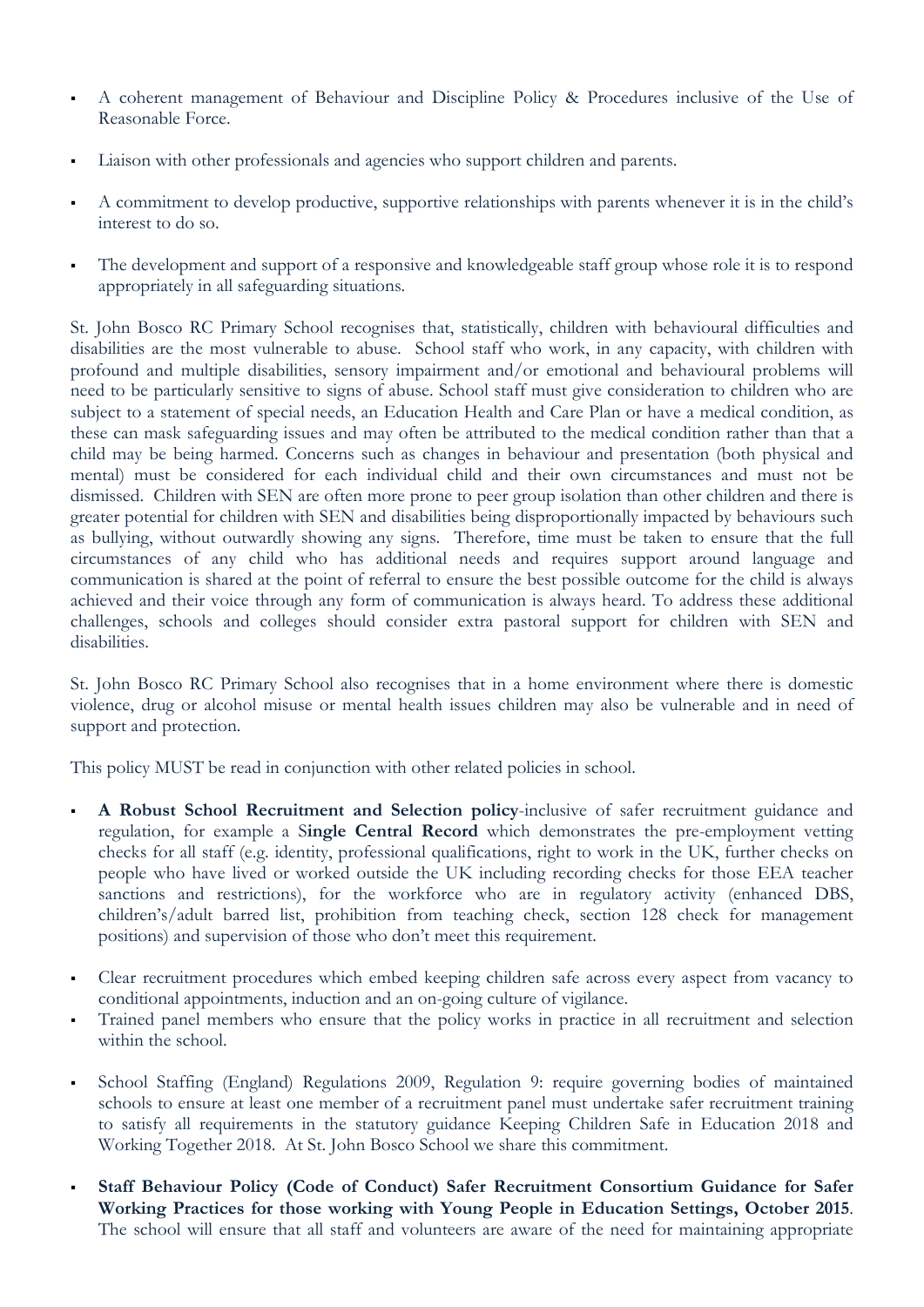- A coherent management of Behaviour and Discipline Policy & Procedures inclusive of the Use of Reasonable Force.

- Liaison with other professionals and agencies who support children and parents.

- A commitment to develop productive, supportive relationships with parents whenever it is in the child's interest to do so.

- The development and support of a responsive and knowledgeable staff group whose role it is to respond appropriately in all safeguarding situations.

St. John Bosco RC Primary School recognises that, statistically, children with behavioural difficulties and disabilities are the most vulnerable to abuse. School staff who work, in any capacity, with children with profound and multiple disabilities, sensory impairment and/or emotional and behavioural problems will need to be particularly sensitive to signs of abuse. School staff must give consideration to children who are subject to a statement of special needs, an Education Health and Care Plan or have a medical condition, as these can mask safeguarding issues and may often be attributed to the medical condition rather than that a child may be being harmed. Concerns such as changes in behaviour and presentation (both physical and mental) must be considered for each individual child and their own circumstances and must not be dismissed. Children with SEN are often more prone to peer group isolation than other children and there is greater potential for children with SEN and disabilities being disproportionally impacted by behaviours such as bullying, without outwardly showing any signs. Therefore, time must be taken to ensure that the full circumstances of any child who has additional needs and requires support around language and communication is shared at the point of referral to ensure the best possible outcome for the child is always achieved and their voice through any form of communication is always heard. To address these additional challenges, schools and colleges should consider extra pastoral support for children with SEN and disabilities.

St. John Bosco RC Primary School also recognises that in a home environment where there is domestic violence, drug or alcohol misuse or mental health issues children may also be vulnerable and in need of support and protection.

This policy MUST be read in conjunction with other related policies in school.

- **A Robust School Recruitment and Selection policy**-inclusive of safer recruitment guidance and regulation, for example a S**ingle Central Record** which demonstrates the pre-employment vetting checks for all staff (e.g. identity, professional qualifications, right to work in the UK, further checks on people who have lived or worked outside the UK including recording checks for those EEA teacher sanctions and restrictions), for the workforce who are in regulatory activity (enhanced DBS, children's/adult barred list, prohibition from teaching check, section 128 check for management positions) and supervision of those who don't meet this requirement.

- Clear recruitment procedures which embed keeping children safe across every aspect from vacancy to conditional appointments, induction and an on-going culture of vigilance.
- Trained panel members who ensure that the policy works in practice in all recruitment and selection within the school.

- School Staffing (England) Regulations 2009, Regulation 9: require governing bodies of maintained schools to ensure at least one member of a recruitment panel must undertake safer recruitment training to satisfy all requirements in the statutory guidance Keeping Children Safe in Education 2018 and Working Together 2018. At St. John Bosco School we share this commitment.

- **Staff Behaviour Policy (Code of Conduct) Safer Recruitment Consortium Guidance for Safer Working Practices for those working with Young People in Education Settings, October 2015**. The school will ensure that all staff and volunteers are aware of the need for maintaining appropriate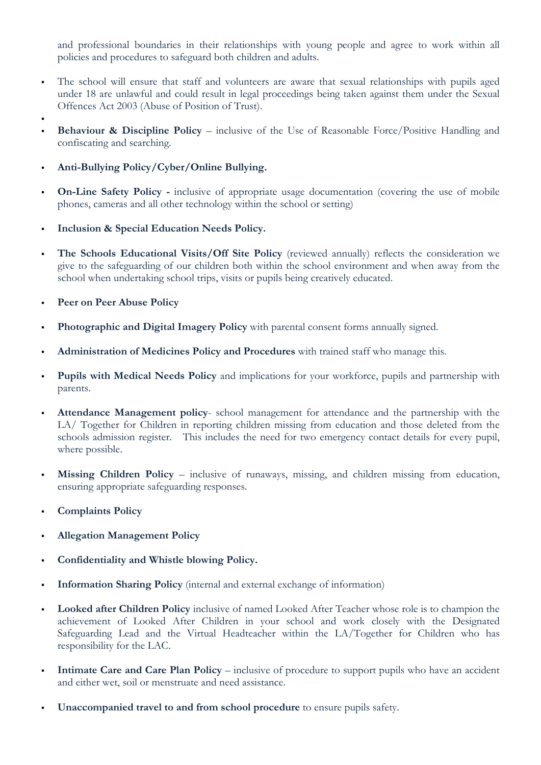and professional boundaries in their relationships with young people and agree to work within all policies and procedures to safeguard both children and adults.

- The school will ensure that staff and volunteers are aware that sexual relationships with pupils aged under 18 are unlawful and could result in legal proceedings being taken against them under the Sexual Offences Act 2003 (Abuse of Position of Trust).
- 
- **Behaviour & Discipline Policy** – inclusive of the Use of Reasonable Force/Positive Handling and confiscating and searching.
- **Anti-Bullying Policy/Cyber/Online Bullying.**
- **On-Line Safety Policy -** inclusive of appropriate usage documentation (covering the use of mobile phones, cameras and all other technology within the school or setting)
- **Inclusion & Special Education Needs Policy.**
- **The Schools Educational Visits/Off Site Policy** (reviewed annually) reflects the consideration we give to the safeguarding of our children both within the school environment and when away from the school when undertaking school trips, visits or pupils being creatively educated.
- **Peer on Peer Abuse Policy**
- **Photographic and Digital Imagery Policy** with parental consent forms annually signed.
- **Administration of Medicines Policy and Procedures** with trained staff who manage this.
- **Pupils with Medical Needs Policy** and implications for your workforce, pupils and partnership with parents.
- **Attendance Management policy**- school management for attendance and the partnership with the LA/ Together for Children in reporting children missing from education and those deleted from the schools admission register. This includes the need for two emergency contact details for every pupil, where possible.
- **Missing Children Policy** – inclusive of runaways, missing, and children missing from education, ensuring appropriate safeguarding responses.
- **Complaints Policy**
- **Allegation Management Policy**
- **Confidentiality and Whistle blowing Policy.**
- **Information Sharing Policy** (internal and external exchange of information)
- **Looked after Children Policy** inclusive of named Looked After Teacher whose role is to champion the achievement of Looked After Children in your school and work closely with the Designated Safeguarding Lead and the Virtual Headteacher within the LA/Together for Children who has responsibility for the LAC.
- **Intimate Care and Care Plan Policy** – inclusive of procedure to support pupils who have an accident and either wet, soil or menstruate and need assistance.
- **Unaccompanied travel to and from school procedure** to ensure pupils safety.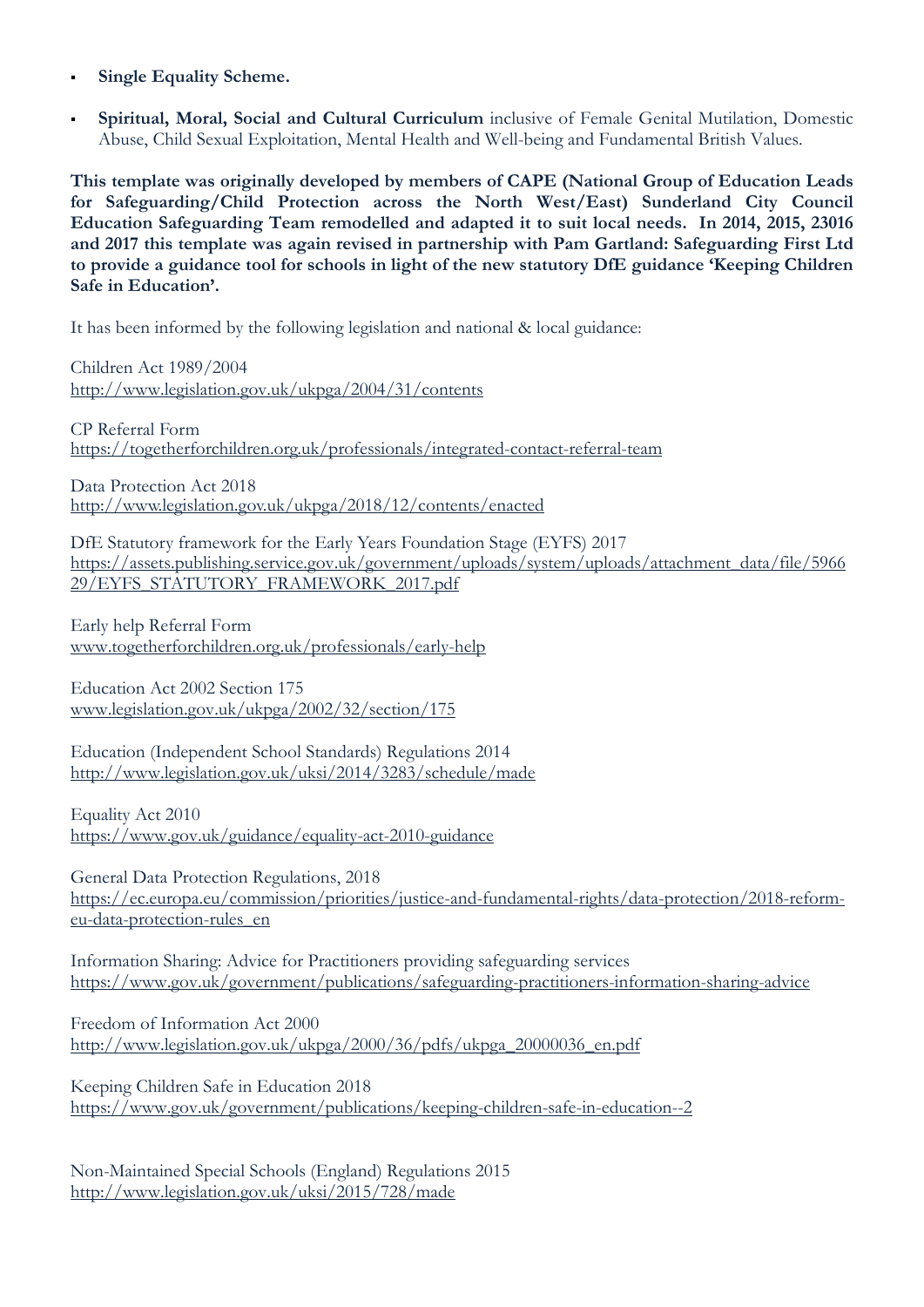- **Single Equality Scheme.**
- **Spiritual, Moral, Social and Cultural Curriculum** inclusive of Female Genital Mutilation, Domestic Abuse, Child Sexual Exploitation, Mental Health and Well-being and Fundamental British Values.

**This template was originally developed by members of CAPE (National Group of Education Leads for Safeguarding/Child Protection across the North West/East) Sunderland City Council Education Safeguarding Team remodelled and adapted it to suit local needs. In 2014, 2015, 23016 and 2017 this template was again revised in partnership with Pam Gartland: Safeguarding First Ltd to provide a guidance tool for schools in light of the new statutory DfE guidance 'Keeping Children Safe in Education'.**

It has been informed by the following legislation and national & local guidance:

Children Act 1989/2004
http://www.legislation.gov.uk/ukpga/2004/31/contents

CP Referral Form
https://togetherforchildren.org.uk/professionals/integrated-contact-referral-team

Data Protection Act 2018
http://www.legislation.gov.uk/ukpga/2018/12/contents/enacted

DfE Statutory framework for the Early Years Foundation Stage (EYFS) 2017
https://assets.publishing.service.gov.uk/government/uploads/system/uploads/attachment_data/file/596629/EYFS_STATUTORY_FRAMEWORK_2017.pdf

Early help Referral Form
www.togetherforchildren.org.uk/professionals/early-help

Education Act 2002 Section 175
www.legislation.gov.uk/ukpga/2002/32/section/175

Education (Independent School Standards) Regulations 2014
http://www.legislation.gov.uk/uksi/2014/3283/schedule/made

Equality Act 2010
https://www.gov.uk/guidance/equality-act-2010-guidance

General Data Protection Regulations, 2018
https://ec.europa.eu/commission/priorities/justice-and-fundamental-rights/data-protection/2018-reform-eu-data-protection-rules_en

Information Sharing: Advice for Practitioners providing safeguarding services
https://www.gov.uk/government/publications/safeguarding-practitioners-information-sharing-advice

Freedom of Information Act 2000
http://www.legislation.gov.uk/ukpga/2000/36/pdfs/ukpga_20000036_en.pdf

Keeping Children Safe in Education 2018
https://www.gov.uk/government/publications/keeping-children-safe-in-education--2

Non-Maintained Special Schools (England) Regulations 2015
http://www.legislation.gov.uk/uksi/2015/728/made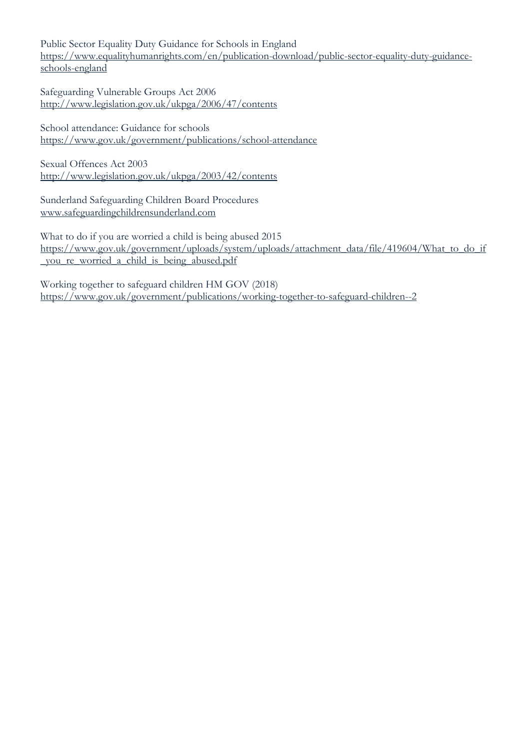Public Sector Equality Duty Guidance for Schools in England
https://www.equalityhumanrights.com/en/publication-download/public-sector-equality-duty-guidance-schools-england

Safeguarding Vulnerable Groups Act 2006
http://www.legislation.gov.uk/ukpga/2006/47/contents

School attendance: Guidance for schools
https://www.gov.uk/government/publications/school-attendance

Sexual Offences Act 2003
http://www.legislation.gov.uk/ukpga/2003/42/contents

Sunderland Safeguarding Children Board Procedures
www.safeguardingchildrensunderland.com

What to do if you are worried a child is being abused 2015
https://www.gov.uk/government/uploads/system/uploads/attachment_data/file/419604/What_to_do_if_you_re_worried_a_child_is_being_abused.pdf

Working together to safeguard children HM GOV (2018)
https://www.gov.uk/government/publications/working-together-to-safeguard-children--2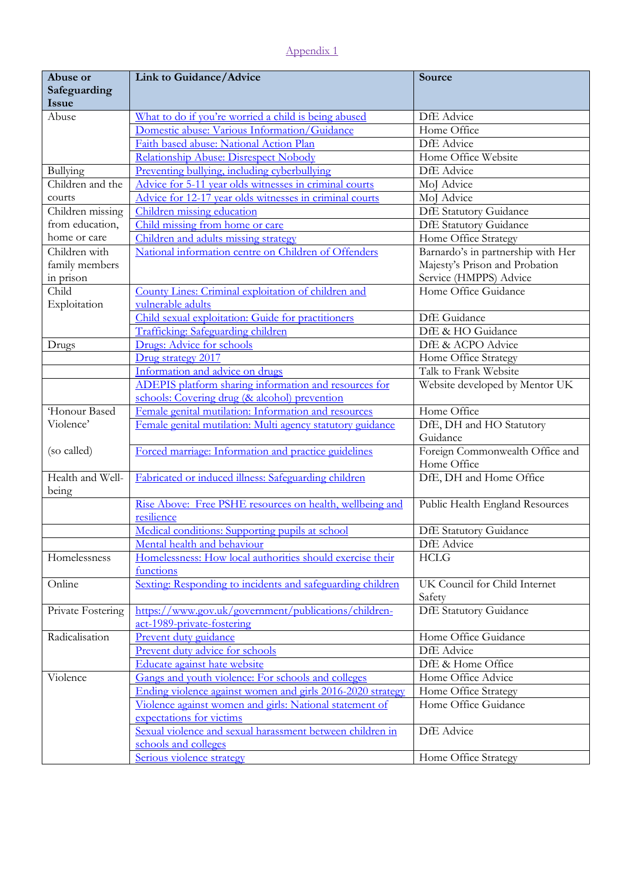Appendix 1

| Abuse or Safeguarding Issue | Link to Guidance/Advice | Source |
|---|---|---|
| Abuse | What to do if you're worried a child is being abused | DfE Advice |
| | Domestic abuse: Various Information/Guidance | Home Office |
| | Faith based abuse: National Action Plan | DfE Advice |
| | Relationship Abuse: Disrespect Nobody | Home Office Website |
| Bullying | Preventing bullying, including cyberbullying | DfE Advice |
| Children and the courts | Advice for 5-11 year olds witnesses in criminal courts | MoJ Advice |
| | Advice for 12-17 year olds witnesses in criminal courts | MoJ Advice |
| Children missing from education, home or care | Children missing education | DfE Statutory Guidance |
| | Child missing from home or care | DfE Statutory Guidance |
| | Children and adults missing strategy | Home Office Strategy |
| Children with family members in prison | National information centre on Children of Offenders | Barnardo's in partnership with Her Majesty's Prison and Probation Service (HMPPS) Advice |
| Child Exploitation | County Lines: Criminal exploitation of children and vulnerable adults | Home Office Guidance |
| | Child sexual exploitation: Guide for practitioners | DfE Guidance |
| | Trafficking: Safeguarding children | DfE & HO Guidance |
| Drugs | Drugs: Advice for schools | DfE & ACPO Advice |
| | Drug strategy 2017 | Home Office Strategy |
| | Information and advice on drugs | Talk to Frank Website |
| | ADEPIS platform sharing information and resources for schools: Covering drug (& alcohol) prevention | Website developed by Mentor UK |
| 'Honour Based Violence' (so called) | Female genital mutilation: Information and resources | Home Office |
| | Female genital mutilation: Multi agency statutory guidance | DfE, DH and HO Statutory Guidance |
| | Forced marriage: Information and practice guidelines | Foreign Commonwealth Office and Home Office |
| Health and Well-being | Fabricated or induced illness: Safeguarding children | DfE, DH and Home Office |
| | Rise Above: Free PSHE resources on health, wellbeing and resilience | Public Health England Resources |
| | Medical conditions: Supporting pupils at school | DfE Statutory Guidance |
| | Mental health and behaviour | DfE Advice |
| Homelessness | Homelessness: How local authorities should exercise their functions | HCLG |
| Online | Sexting: Responding to incidents and safeguarding children | UK Council for Child Internet Safety |
| Private Fostering | https://www.gov.uk/government/publications/children-act-1989-private-fostering | DfE Statutory Guidance |
| Radicalisation | Prevent duty guidance | Home Office Guidance |
| | Prevent duty advice for schools | DfE Advice |
| | Educate against hate website | DfE & Home Office |
| Violence | Gangs and youth violence: For schools and colleges | Home Office Advice |
| | Ending violence against women and girls 2016-2020 strategy | Home Office Strategy |
| | Violence against women and girls: National statement of expectations for victims | Home Office Guidance |
| | Sexual violence and sexual harassment between children in schools and colleges | DfE Advice |
| | Serious violence strategy | Home Office Strategy |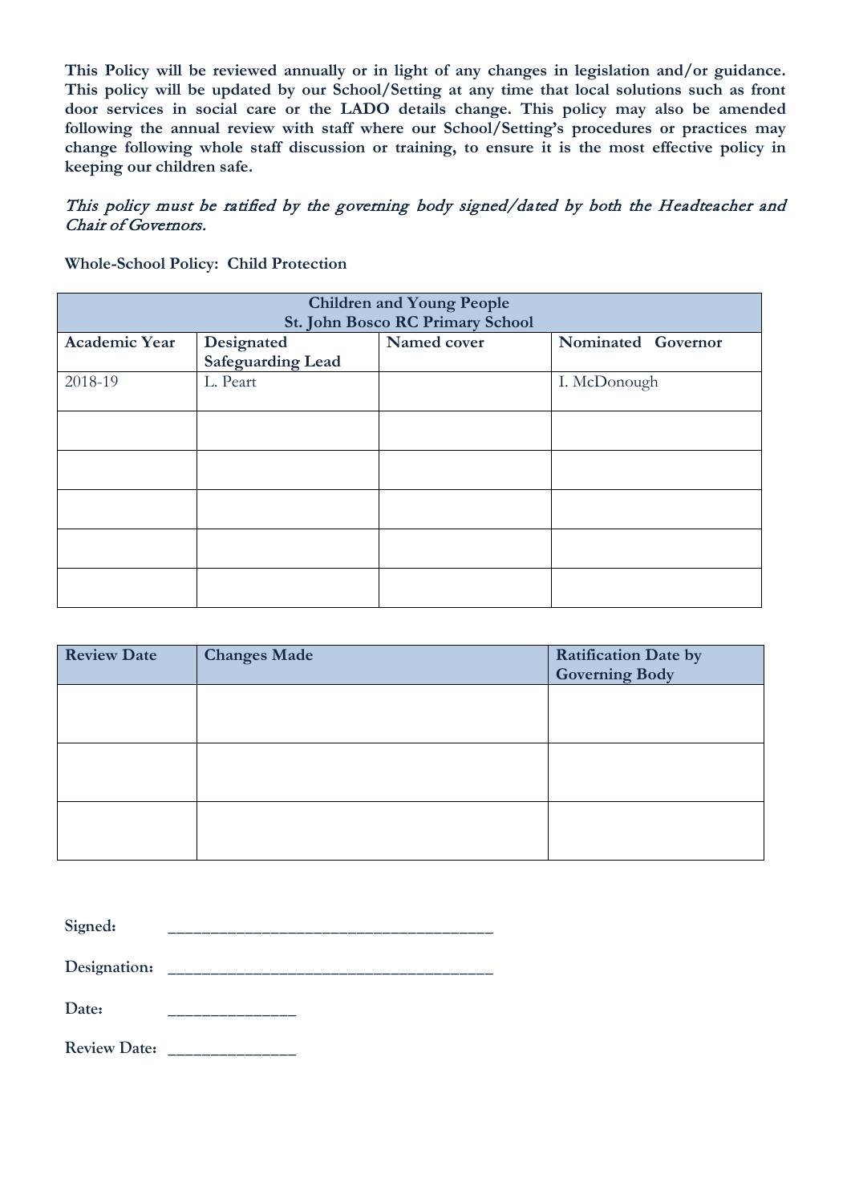**This Policy will be reviewed annually or in light of any changes in legislation and/or guidance. This policy will be updated by our School/Setting at any time that local solutions such as front door services in social care or the LADO details change. This policy may also be amended following the annual review with staff where our School/Setting's procedures or practices may change following whole staff discussion or training, to ensure it is the most effective policy in keeping our children safe.**

*This policy must be ratified by the governing body signed/dated by both the Headteacher and Chair of Governors.*

**Whole-School Policy: Child Protection**

| Children and Young People<br>St. John Bosco RC Primary School | | | |
|---|---|---|---|
| **Academic Year** | **Designated Safeguarding Lead** | **Named cover** | **Nominated Governor** |
| 2018-19 | L. Peart | | I. McDonough |
| | | | |
| | | | |
| | | | |
| | | | |
| | | | |

| Review Date | Changes Made | Ratification Date by Governing Body |
|---|---|---|
| | | |
| | | |
| | | |

**Signed:** ____________________________________

**Designation:** ____________________________________

**Date:** ______________

**Review Date:** ______________